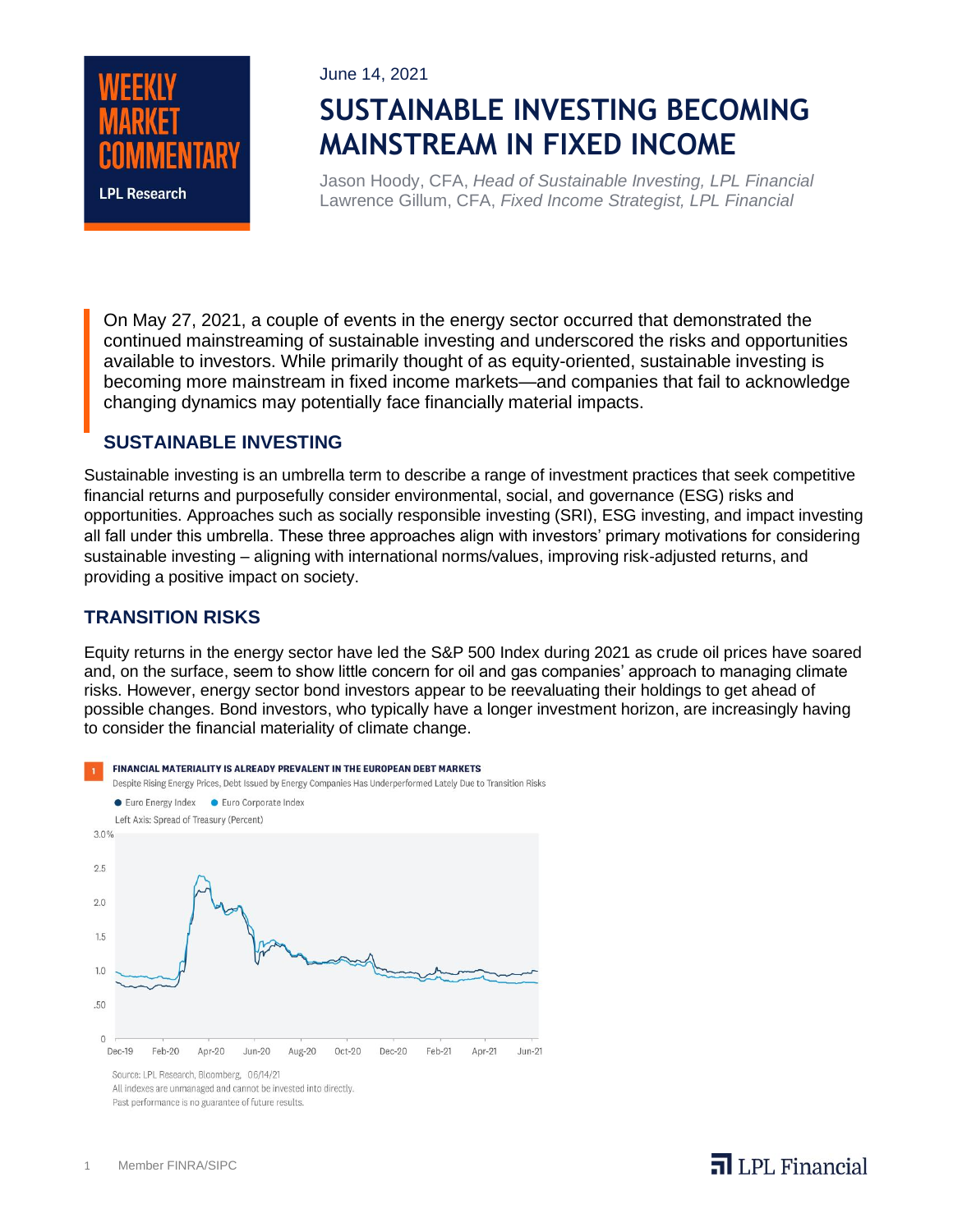**WEEKLY MARKET COMMENTARY**

**LPL Research**

June 14, 2021

# SUSTAINABLE INVESTING BECOMING MAINSTREAM IN FIXED INCOME

Jason Hoody, CFA, *Head of Sustainable Investing, LPL Financial*
Lawrence Gillum, CFA, *Fixed Income Strategist, LPL Financial*

On May 27, 2021, a couple of events in the energy sector occurred that demonstrated the continued mainstreaming of sustainable investing and underscored the risks and opportunities available to investors. While primarily thought of as equity-oriented, sustainable investing is becoming more mainstream in fixed income markets—and companies that fail to acknowledge changing dynamics may potentially face financially material impacts.

## SUSTAINABLE INVESTING

Sustainable investing is an umbrella term to describe a range of investment practices that seek competitive financial returns and purposefully consider environmental, social, and governance (ESG) risks and opportunities. Approaches such as socially responsible investing (SRI), ESG investing, and impact investing all fall under this umbrella. These three approaches align with investors' primary motivations for considering sustainable investing – aligning with international norms/values, improving risk-adjusted returns, and providing a positive impact on society.

## TRANSITION RISKS

Equity returns in the energy sector have led the S&P 500 Index during 2021 as crude oil prices have soared and, on the surface, seem to show little concern for oil and gas companies' approach to managing climate risks. However, energy sector bond investors appear to be reevaluating their holdings to get ahead of possible changes. Bond investors, who typically have a longer investment horizon, are increasingly having to consider the financial materiality of climate change.

**1 FINANCIAL MATERIALITY IS ALREADY PREVALENT IN THE EUROPEAN DEBT MARKETS**

Despite Rising Energy Prices, Debt Issued by Energy Companies Has Underperformed Lately Due to Transition Risks

Source: LPL Research, Bloomberg, 06/14/21
All indexes are unmanaged and cannot be invested into directly.
Past performance is no guarantee of future results.

Member FINRA/SIPC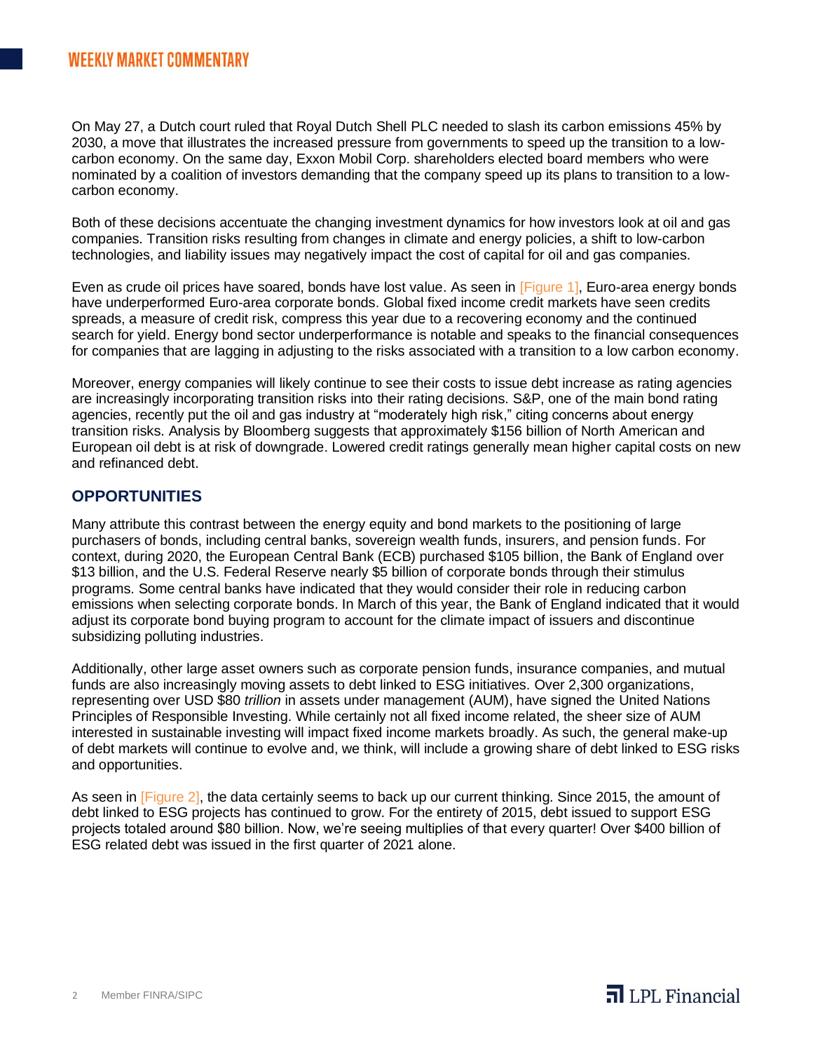On May 27, a Dutch court ruled that Royal Dutch Shell PLC needed to slash its carbon emissions 45% by 2030, a move that illustrates the increased pressure from governments to speed up the transition to a low-carbon economy. On the same day, Exxon Mobil Corp. shareholders elected board members who were nominated by a coalition of investors demanding that the company speed up its plans to transition to a low-carbon economy.

Both of these decisions accentuate the changing investment dynamics for how investors look at oil and gas companies. Transition risks resulting from changes in climate and energy policies, a shift to low-carbon technologies, and liability issues may negatively impact the cost of capital for oil and gas companies.

Even as crude oil prices have soared, bonds have lost value. As seen in [Figure 1], Euro-area energy bonds have underperformed Euro-area corporate bonds. Global fixed income credit markets have seen credits spreads, a measure of credit risk, compress this year due to a recovering economy and the continued search for yield. Energy bond sector underperformance is notable and speaks to the financial consequences for companies that are lagging in adjusting to the risks associated with a transition to a low carbon economy.

Moreover, energy companies will likely continue to see their costs to issue debt increase as rating agencies are increasingly incorporating transition risks into their rating decisions. S&P, one of the main bond rating agencies, recently put the oil and gas industry at "moderately high risk," citing concerns about energy transition risks. Analysis by Bloomberg suggests that approximately $156 billion of North American and European oil debt is at risk of downgrade. Lowered credit ratings generally mean higher capital costs on new and refinanced debt.

## OPPORTUNITIES

Many attribute this contrast between the energy equity and bond markets to the positioning of large purchasers of bonds, including central banks, sovereign wealth funds, insurers, and pension funds. For context, during 2020, the European Central Bank (ECB) purchased $105 billion, the Bank of England over $13 billion, and the U.S. Federal Reserve nearly $5 billion of corporate bonds through their stimulus programs. Some central banks have indicated that they would consider their role in reducing carbon emissions when selecting corporate bonds. In March of this year, the Bank of England indicated that it would adjust its corporate bond buying program to account for the climate impact of issuers and discontinue subsidizing polluting industries.

Additionally, other large asset owners such as corporate pension funds, insurance companies, and mutual funds are also increasingly moving assets to debt linked to ESG initiatives. Over 2,300 organizations, representing over USD $80 *trillion* in assets under management (AUM), have signed the United Nations Principles of Responsible Investing. While certainly not all fixed income related, the sheer size of AUM interested in sustainable investing will impact fixed income markets broadly. As such, the general make-up of debt markets will continue to evolve and, we think, will include a growing share of debt linked to ESG risks and opportunities.

As seen in [Figure 2], the data certainly seems to back up our current thinking. Since 2015, the amount of debt linked to ESG projects has continued to grow. For the entirety of 2015, debt issued to support ESG projects totaled around $80 billion. Now, we're seeing multiplies of that every quarter! Over $400 billion of ESG related debt was issued in the first quarter of 2021 alone.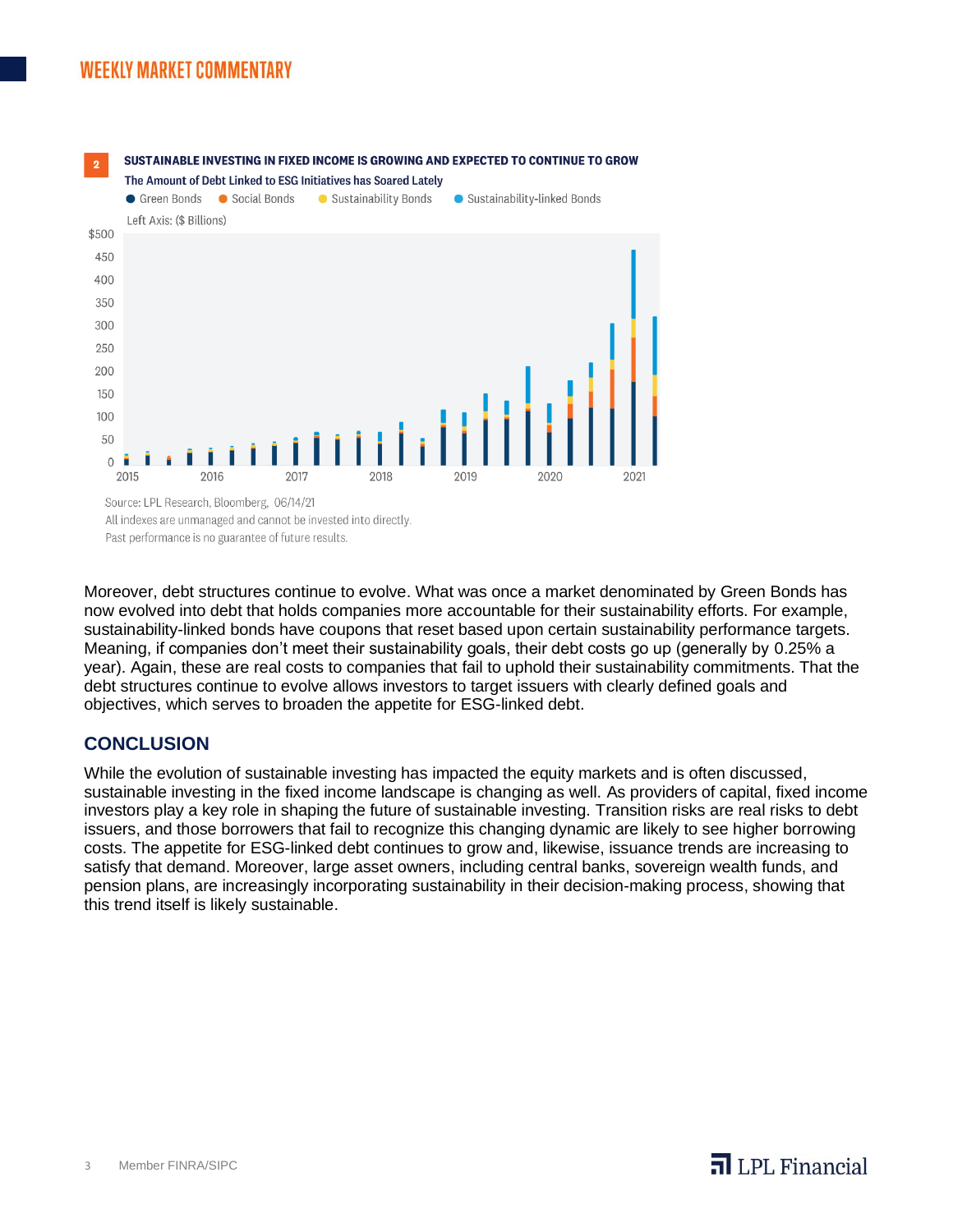**2** **SUSTAINABLE INVESTING IN FIXED INCOME IS GROWING AND EXPECTED TO CONTINUE TO GROW**

The Amount of Debt Linked to ESG Initiatives has Soared Lately

Green Bonds, Social Bonds, Sustainability Bonds, Sustainability-linked Bonds

Left Axis: ($ Billions)

Source: LPL Research, Bloomberg, 06/14/21
All indexes are unmanaged and cannot be invested into directly.
Past performance is no guarantee of future results.

Moreover, debt structures continue to evolve. What was once a market denominated by Green Bonds has now evolved into debt that holds companies more accountable for their sustainability efforts. For example, sustainability-linked bonds have coupons that reset based upon certain sustainability performance targets. Meaning, if companies don't meet their sustainability goals, their debt costs go up (generally by 0.25% a year). Again, these are real costs to companies that fail to uphold their sustainability commitments. That the debt structures continue to evolve allows investors to target issuers with clearly defined goals and objectives, which serves to broaden the appetite for ESG-linked debt.

## CONCLUSION

While the evolution of sustainable investing has impacted the equity markets and is often discussed, sustainable investing in the fixed income landscape is changing as well. As providers of capital, fixed income investors play a key role in shaping the future of sustainable investing. Transition risks are real risks to debt issuers, and those borrowers that fail to recognize this changing dynamic are likely to see higher borrowing costs. The appetite for ESG-linked debt continues to grow and, likewise, issuance trends are increasing to satisfy that demand. Moreover, large asset owners, including central banks, sovereign wealth funds, and pension plans, are increasingly incorporating sustainability in their decision-making process, showing that this trend itself is likely sustainable.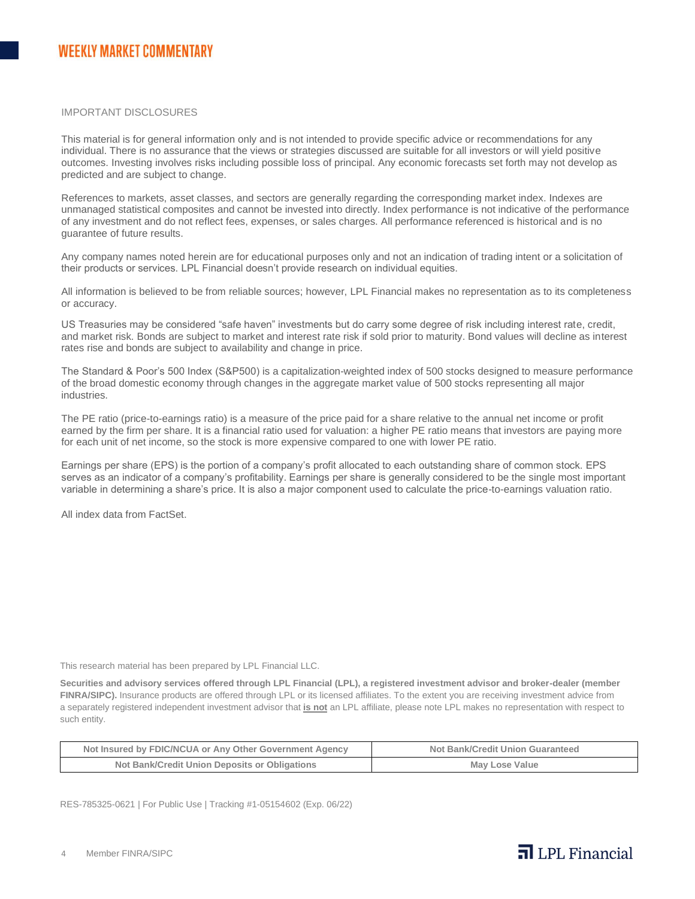IMPORTANT DISCLOSURES

This material is for general information only and is not intended to provide specific advice or recommendations for any individual. There is no assurance that the views or strategies discussed are suitable for all investors or will yield positive outcomes. Investing involves risks including possible loss of principal. Any economic forecasts set forth may not develop as predicted and are subject to change.

References to markets, asset classes, and sectors are generally regarding the corresponding market index. Indexes are unmanaged statistical composites and cannot be invested into directly. Index performance is not indicative of the performance of any investment and do not reflect fees, expenses, or sales charges. All performance referenced is historical and is no guarantee of future results.

Any company names noted herein are for educational purposes only and not an indication of trading intent or a solicitation of their products or services. LPL Financial doesn't provide research on individual equities.

All information is believed to be from reliable sources; however, LPL Financial makes no representation as to its completeness or accuracy.

US Treasuries may be considered "safe haven" investments but do carry some degree of risk including interest rate, credit, and market risk. Bonds are subject to market and interest rate risk if sold prior to maturity. Bond values will decline as interest rates rise and bonds are subject to availability and change in price.

The Standard & Poor's 500 Index (S&P500) is a capitalization-weighted index of 500 stocks designed to measure performance of the broad domestic economy through changes in the aggregate market value of 500 stocks representing all major industries.

The PE ratio (price-to-earnings ratio) is a measure of the price paid for a share relative to the annual net income or profit earned by the firm per share. It is a financial ratio used for valuation: a higher PE ratio means that investors are paying more for each unit of net income, so the stock is more expensive compared to one with lower PE ratio.

Earnings per share (EPS) is the portion of a company's profit allocated to each outstanding share of common stock. EPS serves as an indicator of a company's profitability. Earnings per share is generally considered to be the single most important variable in determining a share's price. It is also a major component used to calculate the price-to-earnings valuation ratio.

All index data from FactSet.

This research material has been prepared by LPL Financial LLC.

**Securities and advisory services offered through LPL Financial (LPL), a registered investment advisor and broker-dealer (member FINRA/SIPC).** Insurance products are offered through LPL or its licensed affiliates. To the extent you are receiving investment advice from a separately registered independent investment advisor that **is not** an LPL affiliate, please note LPL makes no representation with respect to such entity.

| | |
|---|---|
| Not Insured by FDIC/NCUA or Any Other Government Agency | Not Bank/Credit Union Guaranteed |
| Not Bank/Credit Union Deposits or Obligations | May Lose Value |

RES-785325-0621 | For Public Use | Tracking #1-05154602 (Exp. 06/22)